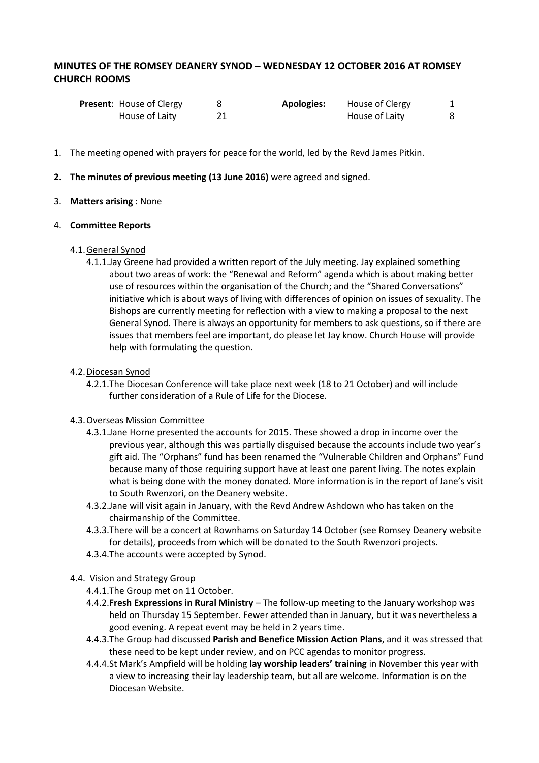## MINUTES OF THE ROMSEY DEANERY SYNOD – WEDNESDAY 12 OCTOBER 2016 AT ROMSEY CHURCH ROOMS

| **Present**: | House of Clergy | 8 | **Apologies:** | House of Clergy | 1 |
|---|---|---|---|---|---|
| | House of Laity | 21 | | House of Laity | 8 |

1. The meeting opened with prayers for peace for the world, led by the Revd James Pitkin.

2. **The minutes of previous meeting (13 June 2016)** were agreed and signed.

3. **Matters arising** : None

4. **Committee Reports**

   4.1. General Synod

   4.1.1. Jay Greene had provided a written report of the July meeting. Jay explained something about two areas of work: the "Renewal and Reform" agenda which is about making better use of resources within the organisation of the Church; and the "Shared Conversations" initiative which is about ways of living with differences of opinion on issues of sexuality. The Bishops are currently meeting for reflection with a view to making a proposal to the next General Synod. There is always an opportunity for members to ask questions, so if there are issues that members feel are important, do please let Jay know. Church House will provide help with formulating the question.

   4.2. Diocesan Synod

   4.2.1. The Diocesan Conference will take place next week (18 to 21 October) and will include further consideration of a Rule of Life for the Diocese.

   4.3. Overseas Mission Committee

   4.3.1. Jane Horne presented the accounts for 2015. These showed a drop in income over the previous year, although this was partially disguised because the accounts include two year's gift aid. The "Orphans" fund has been renamed the "Vulnerable Children and Orphans" Fund because many of those requiring support have at least one parent living. The notes explain what is being done with the money donated. More information is in the report of Jane's visit to South Rwenzori, on the Deanery website.

   4.3.2. Jane will visit again in January, with the Revd Andrew Ashdown who has taken on the chairmanship of the Committee.

   4.3.3. There will be a concert at Rownhams on Saturday 14 October (see Romsey Deanery website for details), proceeds from which will be donated to the South Rwenzori projects.

   4.3.4. The accounts were accepted by Synod.

   4.4. Vision and Strategy Group

   4.4.1. The Group met on 11 October.

   4.4.2. **Fresh Expressions in Rural Ministry** – The follow-up meeting to the January workshop was held on Thursday 15 September. Fewer attended than in January, but it was nevertheless a good evening. A repeat event may be held in 2 years time.

   4.4.3. The Group had discussed **Parish and Benefice Mission Action Plans**, and it was stressed that these need to be kept under review, and on PCC agendas to monitor progress.

   4.4.4. St Mark's Ampfield will be holding **lay worship leaders' training** in November this year with a view to increasing their lay leadership team, but all are welcome. Information is on the Diocesan Website.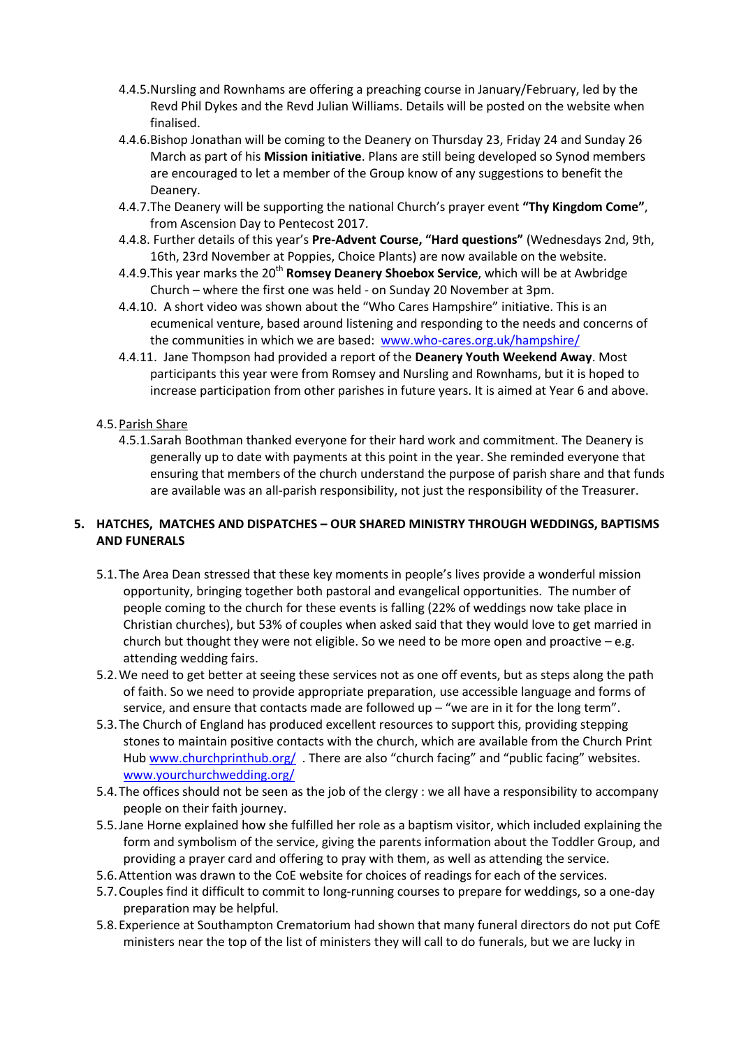4.4.5. Nursling and Rownhams are offering a preaching course in January/February, led by the Revd Phil Dykes and the Revd Julian Williams. Details will be posted on the website when finalised.

4.4.6. Bishop Jonathan will be coming to the Deanery on Thursday 23, Friday 24 and Sunday 26 March as part of his **Mission initiative**. Plans are still being developed so Synod members are encouraged to let a member of the Group know of any suggestions to benefit the Deanery.

4.4.7. The Deanery will be supporting the national Church's prayer event **"Thy Kingdom Come"**, from Ascension Day to Pentecost 2017.

4.4.8. Further details of this year's **Pre-Advent Course, "Hard questions"** (Wednesdays 2nd, 9th, 16th, 23rd November at Poppies, Choice Plants) are now available on the website.

4.4.9. This year marks the 20th **Romsey Deanery Shoebox Service**, which will be at Awbridge Church – where the first one was held - on Sunday 20 November at 3pm.

4.4.10. A short video was shown about the "Who Cares Hampshire" initiative. This is an ecumenical venture, based around listening and responding to the needs and concerns of the communities in which we are based: www.who-cares.org.uk/hampshire/

4.4.11. Jane Thompson had provided a report of the **Deanery Youth Weekend Away**. Most participants this year were from Romsey and Nursling and Rownhams, but it is hoped to increase participation from other parishes in future years. It is aimed at Year 6 and above.

4.5. Parish Share

4.5.1. Sarah Boothman thanked everyone for their hard work and commitment. The Deanery is generally up to date with payments at this point in the year. She reminded everyone that ensuring that members of the church understand the purpose of parish share and that funds are available was an all-parish responsibility, not just the responsibility of the Treasurer.

## 5. HATCHES, MATCHES AND DISPATCHES – OUR SHARED MINISTRY THROUGH WEDDINGS, BAPTISMS AND FUNERALS

5.1. The Area Dean stressed that these key moments in people's lives provide a wonderful mission opportunity, bringing together both pastoral and evangelical opportunities. The number of people coming to the church for these events is falling (22% of weddings now take place in Christian churches), but 53% of couples when asked said that they would love to get married in church but thought they were not eligible. So we need to be more open and proactive – e.g. attending wedding fairs.

5.2. We need to get better at seeing these services not as one off events, but as steps along the path of faith. So we need to provide appropriate preparation, use accessible language and forms of service, and ensure that contacts made are followed up – "we are in it for the long term".

5.3. The Church of England has produced excellent resources to support this, providing stepping stones to maintain positive contacts with the church, which are available from the Church Print Hub www.churchprinthub.org/ . There are also "church facing" and "public facing" websites. www.yourchurchwedding.org/

5.4. The offices should not be seen as the job of the clergy : we all have a responsibility to accompany people on their faith journey.

5.5. Jane Horne explained how she fulfilled her role as a baptism visitor, which included explaining the form and symbolism of the service, giving the parents information about the Toddler Group, and providing a prayer card and offering to pray with them, as well as attending the service.

5.6. Attention was drawn to the CoE website for choices of readings for each of the services.

5.7. Couples find it difficult to commit to long-running courses to prepare for weddings, so a one-day preparation may be helpful.

5.8. Experience at Southampton Crematorium had shown that many funeral directors do not put CofE ministers near the top of the list of ministers they will call to do funerals, but we are lucky in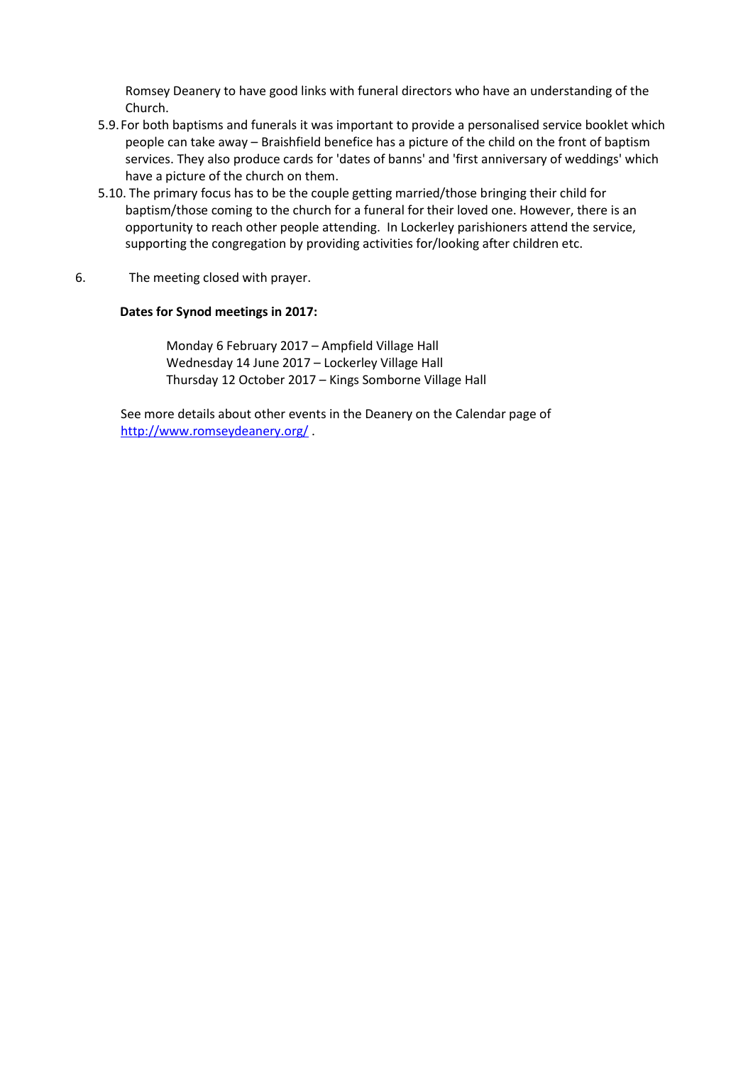Romsey Deanery to have good links with funeral directors who have an understanding of the Church.

5.9. For both baptisms and funerals it was important to provide a personalised service booklet which people can take away – Braishfield benefice has a picture of the child on the front of baptism services. They also produce cards for 'dates of banns' and 'first anniversary of weddings' which have a picture of the church on them.

5.10. The primary focus has to be the couple getting married/those bringing their child for baptism/those coming to the church for a funeral for their loved one. However, there is an opportunity to reach other people attending. In Lockerley parishioners attend the service, supporting the congregation by providing activities for/looking after children etc.

6. The meeting closed with prayer.

**Dates for Synod meetings in 2017:**

Monday 6 February 2017 – Ampfield Village Hall
Wednesday 14 June 2017 – Lockerley Village Hall
Thursday 12 October 2017 – Kings Somborne Village Hall

See more details about other events in the Deanery on the Calendar page of http://www.romseydeanery.org/ .